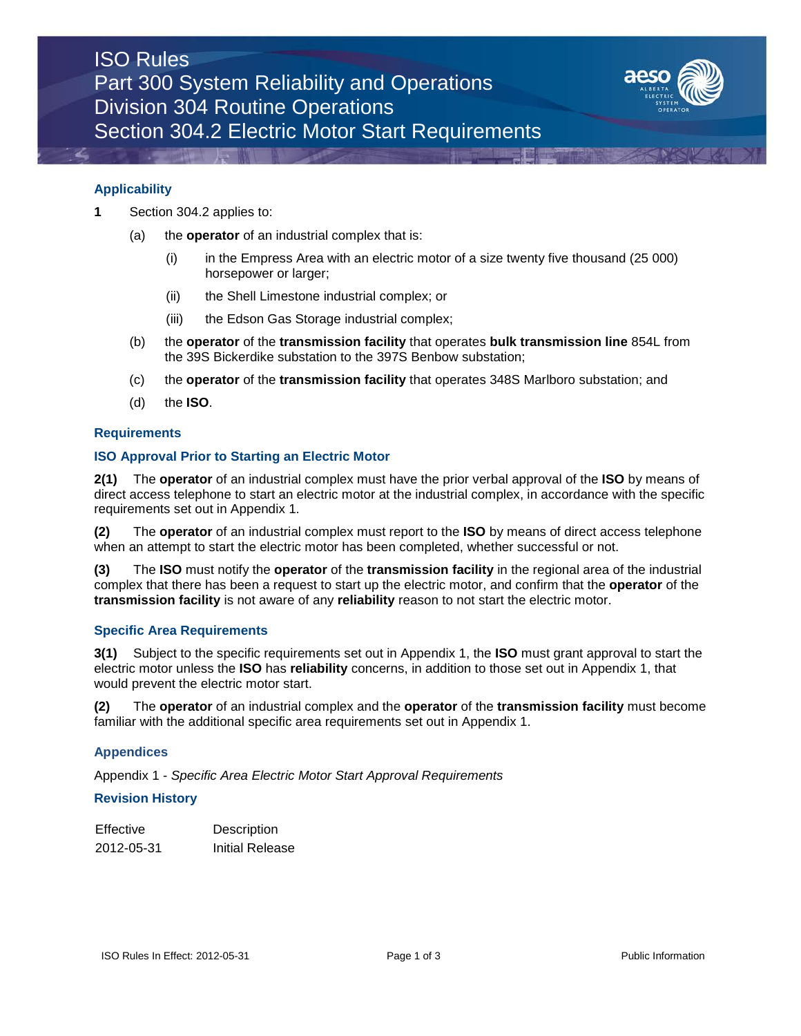# ISO Rules
## Part 300 System Reliability and Operations
## Division 304 Routine Operations
## Section 304.2 Electric Motor Start Requirements

### Applicability

**1** Section 304.2 applies to:

(a) the **operator** of an industrial complex that is:

  (i) in the Empress Area with an electric motor of a size twenty five thousand (25 000) horsepower or larger;

  (ii) the Shell Limestone industrial complex; or

  (iii) the Edson Gas Storage industrial complex;

(b) the **operator** of the **transmission facility** that operates **bulk transmission line** 854L from the 39S Bickerdike substation to the 397S Benbow substation;

(c) the **operator** of the **transmission facility** that operates 348S Marlboro substation; and

(d) the **ISO**.

### Requirements

### ISO Approval Prior to Starting an Electric Motor

**2(1)** The **operator** of an industrial complex must have the prior verbal approval of the **ISO** by means of direct access telephone to start an electric motor at the industrial complex, in accordance with the specific requirements set out in Appendix 1.

**(2)** The **operator** of an industrial complex must report to the **ISO** by means of direct access telephone when an attempt to start the electric motor has been completed, whether successful or not.

**(3)** The **ISO** must notify the **operator** of the **transmission facility** in the regional area of the industrial complex that there has been a request to start up the electric motor, and confirm that the **operator** of the **transmission facility** is not aware of any **reliability** reason to not start the electric motor.

### Specific Area Requirements

**3(1)** Subject to the specific requirements set out in Appendix 1, the **ISO** must grant approval to start the electric motor unless the **ISO** has **reliability** concerns, in addition to those set out in Appendix 1, that would prevent the electric motor start.

**(2)** The **operator** of an industrial complex and the **operator** of the **transmission facility** must become familiar with the additional specific area requirements set out in Appendix 1.

### Appendices

Appendix 1 - *Specific Area Electric Motor Start Approval Requirements*

### Revision History

| Effective | Description |
|---|---|
| 2012-05-31 | Initial Release |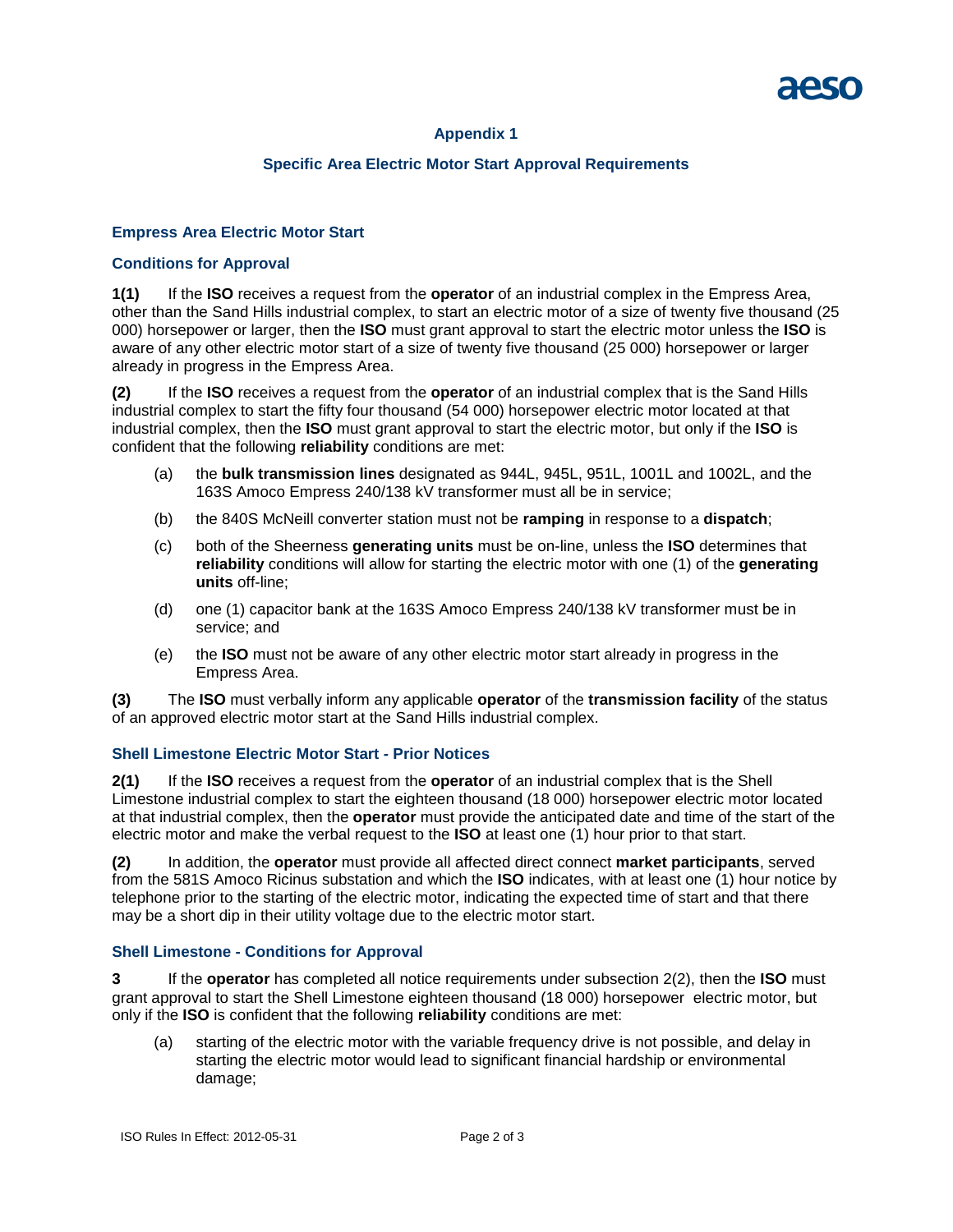# Appendix 1

## Specific Area Electric Motor Start Approval Requirements

### Empress Area Electric Motor Start

### Conditions for Approval

**1(1)** If the **ISO** receives a request from the **operator** of an industrial complex in the Empress Area, other than the Sand Hills industrial complex, to start an electric motor of a size of twenty five thousand (25 000) horsepower or larger, then the **ISO** must grant approval to start the electric motor unless the **ISO** is aware of any other electric motor start of a size of twenty five thousand (25 000) horsepower or larger already in progress in the Empress Area.

**(2)** If the **ISO** receives a request from the **operator** of an industrial complex that is the Sand Hills industrial complex to start the fifty four thousand (54 000) horsepower electric motor located at that industrial complex, then the **ISO** must grant approval to start the electric motor, but only if the **ISO** is confident that the following **reliability** conditions are met:

(a) the **bulk transmission lines** designated as 944L, 945L, 951L, 1001L and 1002L, and the 163S Amoco Empress 240/138 kV transformer must all be in service;

(b) the 840S McNeill converter station must not be **ramping** in response to a **dispatch**;

(c) both of the Sheerness **generating units** must be on-line, unless the **ISO** determines that **reliability** conditions will allow for starting the electric motor with one (1) of the **generating units** off-line;

(d) one (1) capacitor bank at the 163S Amoco Empress 240/138 kV transformer must be in service; and

(e) the **ISO** must not be aware of any other electric motor start already in progress in the Empress Area.

**(3)** The **ISO** must verbally inform any applicable **operator** of the **transmission facility** of the status of an approved electric motor start at the Sand Hills industrial complex.

### Shell Limestone Electric Motor Start - Prior Notices

**2(1)** If the **ISO** receives a request from the **operator** of an industrial complex that is the Shell Limestone industrial complex to start the eighteen thousand (18 000) horsepower electric motor located at that industrial complex, then the **operator** must provide the anticipated date and time of the start of the electric motor and make the verbal request to the **ISO** at least one (1) hour prior to that start.

**(2)** In addition, the **operator** must provide all affected direct connect **market participants**, served from the 581S Amoco Ricinus substation and which the **ISO** indicates, with at least one (1) hour notice by telephone prior to the starting of the electric motor, indicating the expected time of start and that there may be a short dip in their utility voltage due to the electric motor start.

### Shell Limestone - Conditions for Approval

**3** If the **operator** has completed all notice requirements under subsection 2(2), then the **ISO** must grant approval to start the Shell Limestone eighteen thousand (18 000) horsepower electric motor, but only if the **ISO** is confident that the following **reliability** conditions are met:

(a) starting of the electric motor with the variable frequency drive is not possible, and delay in starting the electric motor would lead to significant financial hardship or environmental damage;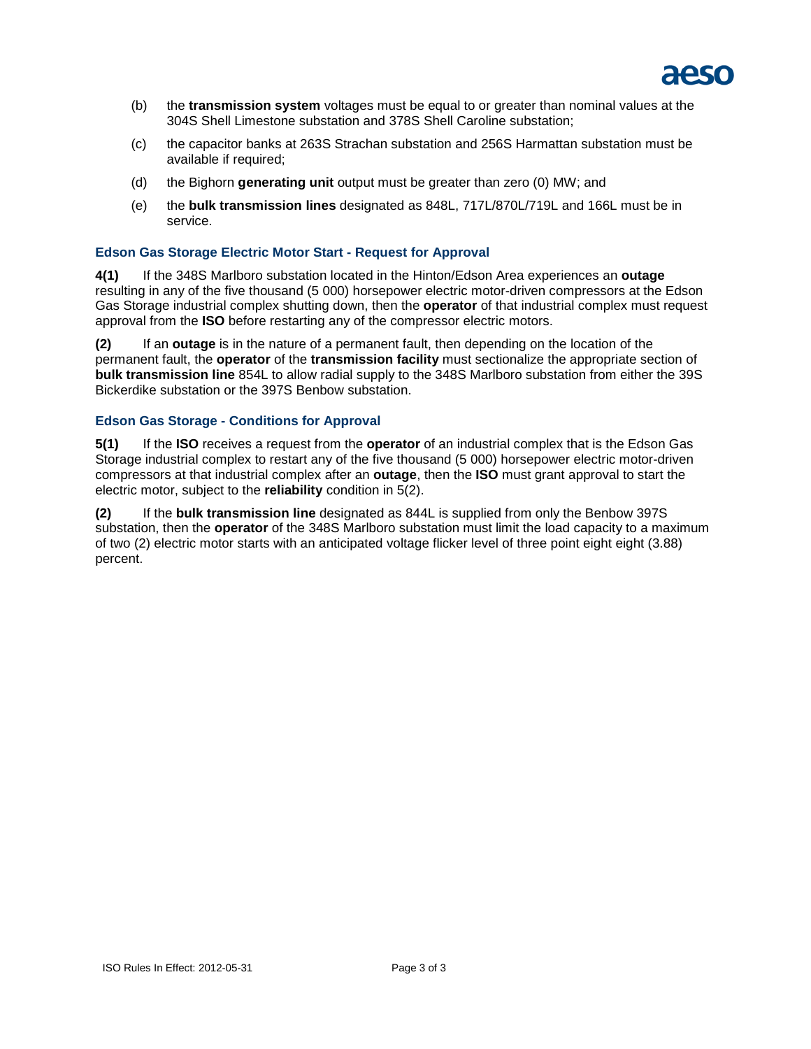(b) the **transmission system** voltages must be equal to or greater than nominal values at the 304S Shell Limestone substation and 378S Shell Caroline substation;

(c) the capacitor banks at 263S Strachan substation and 256S Harmattan substation must be available if required;

(d) the Bighorn **generating unit** output must be greater than zero (0) MW; and

(e) the **bulk transmission lines** designated as 848L, 717L/870L/719L and 166L must be in service.

### Edson Gas Storage Electric Motor Start - Request for Approval

**4(1)** If the 348S Marlboro substation located in the Hinton/Edson Area experiences an **outage** resulting in any of the five thousand (5 000) horsepower electric motor-driven compressors at the Edson Gas Storage industrial complex shutting down, then the **operator** of that industrial complex must request approval from the **ISO** before restarting any of the compressor electric motors.

**(2)** If an **outage** is in the nature of a permanent fault, then depending on the location of the permanent fault, the **operator** of the **transmission facility** must sectionalize the appropriate section of **bulk transmission line** 854L to allow radial supply to the 348S Marlboro substation from either the 39S Bickerdike substation or the 397S Benbow substation.

### Edson Gas Storage - Conditions for Approval

**5(1)** If the **ISO** receives a request from the **operator** of an industrial complex that is the Edson Gas Storage industrial complex to restart any of the five thousand (5 000) horsepower electric motor-driven compressors at that industrial complex after an **outage**, then the **ISO** must grant approval to start the electric motor, subject to the **reliability** condition in 5(2).

**(2)** If the **bulk transmission line** designated as 844L is supplied from only the Benbow 397S substation, then the **operator** of the 348S Marlboro substation must limit the load capacity to a maximum of two (2) electric motor starts with an anticipated voltage flicker level of three point eight eight (3.88) percent.

ISO Rules In Effect: 2012-05-31